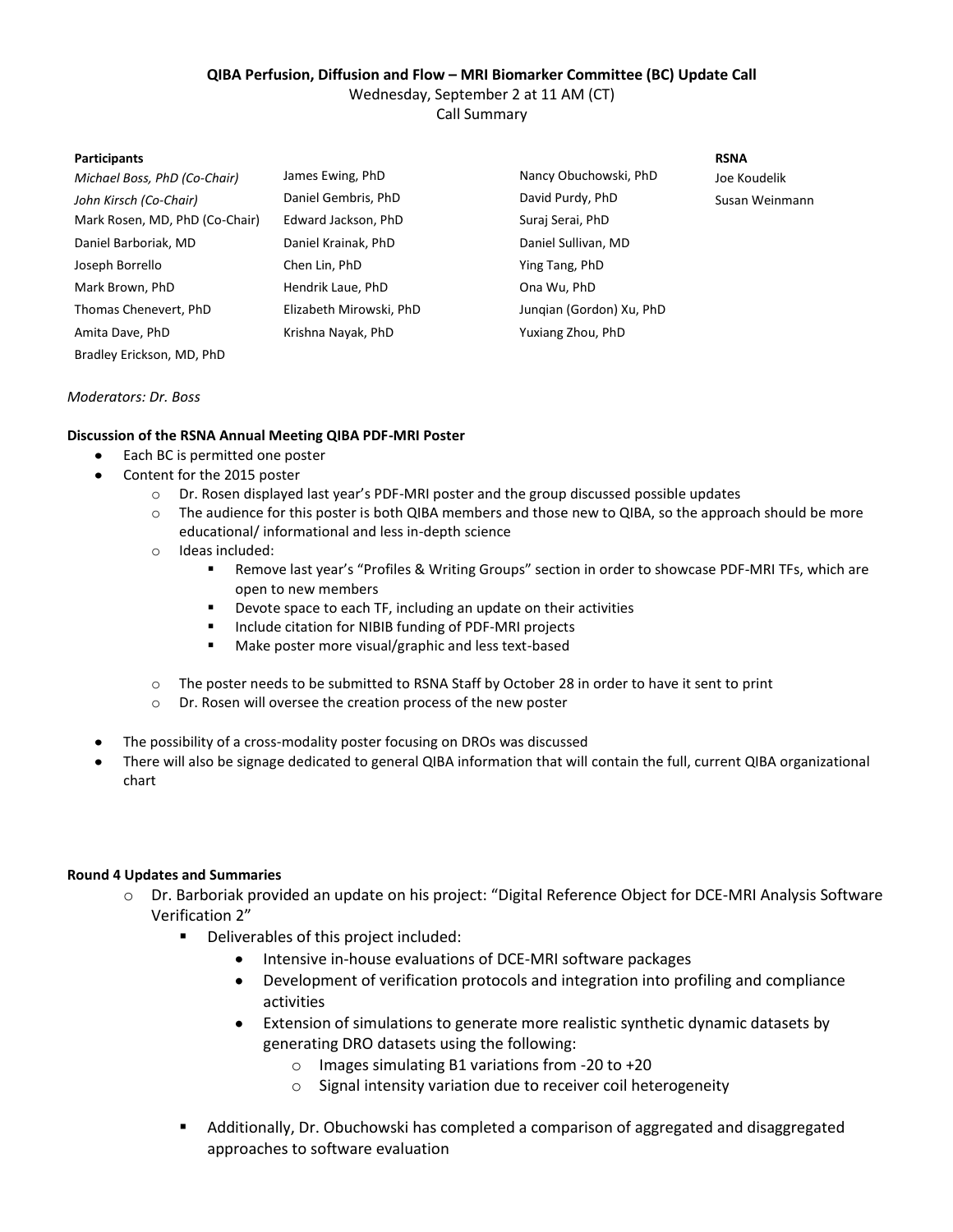**QIBA Perfusion, Diffusion and Flow – MRI Biomarker Committee (BC) Update Call**

Wednesday, September 2 at 11 AM (CT)

Call Summary

| Participants | | | RSNA |
|---|---|---|---|
| *Michael Boss, PhD (Co-Chair)* | James Ewing, PhD | Nancy Obuchowski, PhD | Joe Koudelik |
| *John Kirsch (Co-Chair)* | Daniel Gembris, PhD | David Purdy, PhD | Susan Weinmann |
| Mark Rosen, MD, PhD (Co-Chair) | Edward Jackson, PhD | Suraj Serai, PhD | |
| Daniel Barboriak, MD | Daniel Krainak, PhD | Daniel Sullivan, MD | |
| Joseph Borrello | Chen Lin, PhD | Ying Tang, PhD | |
| Mark Brown, PhD | Hendrik Laue, PhD | Ona Wu, PhD | |
| Thomas Chenevert, PhD | Elizabeth Mirowski, PhD | Junqian (Gordon) Xu, PhD | |
| Amita Dave, PhD | Krishna Nayak, PhD | Yuxiang Zhou, PhD | |
| Bradley Erickson, MD, PhD | | | |

*Moderators: Dr. Boss*

**Discussion of the RSNA Annual Meeting QIBA PDF-MRI Poster**

- Each BC is permitted one poster
- Content for the 2015 poster
  - Dr. Rosen displayed last year's PDF-MRI poster and the group discussed possible updates
  - The audience for this poster is both QIBA members and those new to QIBA, so the approach should be more educational/ informational and less in-depth science
  - Ideas included:
    - Remove last year's "Profiles & Writing Groups" section in order to showcase PDF-MRI TFs, which are open to new members
    - Devote space to each TF, including an update on their activities
    - Include citation for NIBIB funding of PDF-MRI projects
    - Make poster more visual/graphic and less text-based
  - The poster needs to be submitted to RSNA Staff by October 28 in order to have it sent to print
  - Dr. Rosen will oversee the creation process of the new poster
- The possibility of a cross-modality poster focusing on DROs was discussed
- There will also be signage dedicated to general QIBA information that will contain the full, current QIBA organizational chart

**Round 4 Updates and Summaries**

- Dr. Barboriak provided an update on his project: "Digital Reference Object for DCE-MRI Analysis Software Verification 2"
  - Deliverables of this project included:
    - Intensive in-house evaluations of DCE-MRI software packages
    - Development of verification protocols and integration into profiling and compliance activities
    - Extension of simulations to generate more realistic synthetic dynamic datasets by generating DRO datasets using the following:
      - Images simulating B1 variations from -20 to +20
      - Signal intensity variation due to receiver coil heterogeneity
  - Additionally, Dr. Obuchowski has completed a comparison of aggregated and disaggregated approaches to software evaluation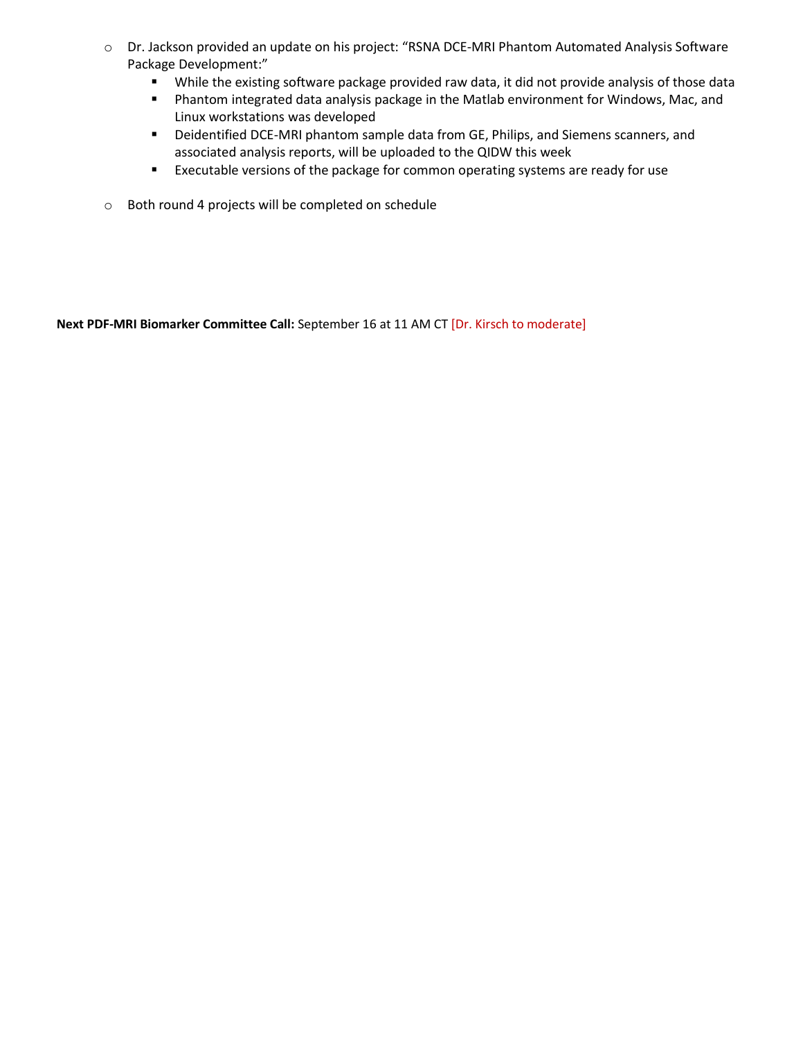- Dr. Jackson provided an update on his project: "RSNA DCE-MRI Phantom Automated Analysis Software Package Development:"
  - While the existing software package provided raw data, it did not provide analysis of those data
  - Phantom integrated data analysis package in the Matlab environment for Windows, Mac, and Linux workstations was developed
  - Deidentified DCE-MRI phantom sample data from GE, Philips, and Siemens scanners, and associated analysis reports, will be uploaded to the QIDW this week
  - Executable versions of the package for common operating systems are ready for use

- Both round 4 projects will be completed on schedule

**Next PDF-MRI Biomarker Committee Call:** September 16 at 11 AM CT [Dr. Kirsch to moderate]